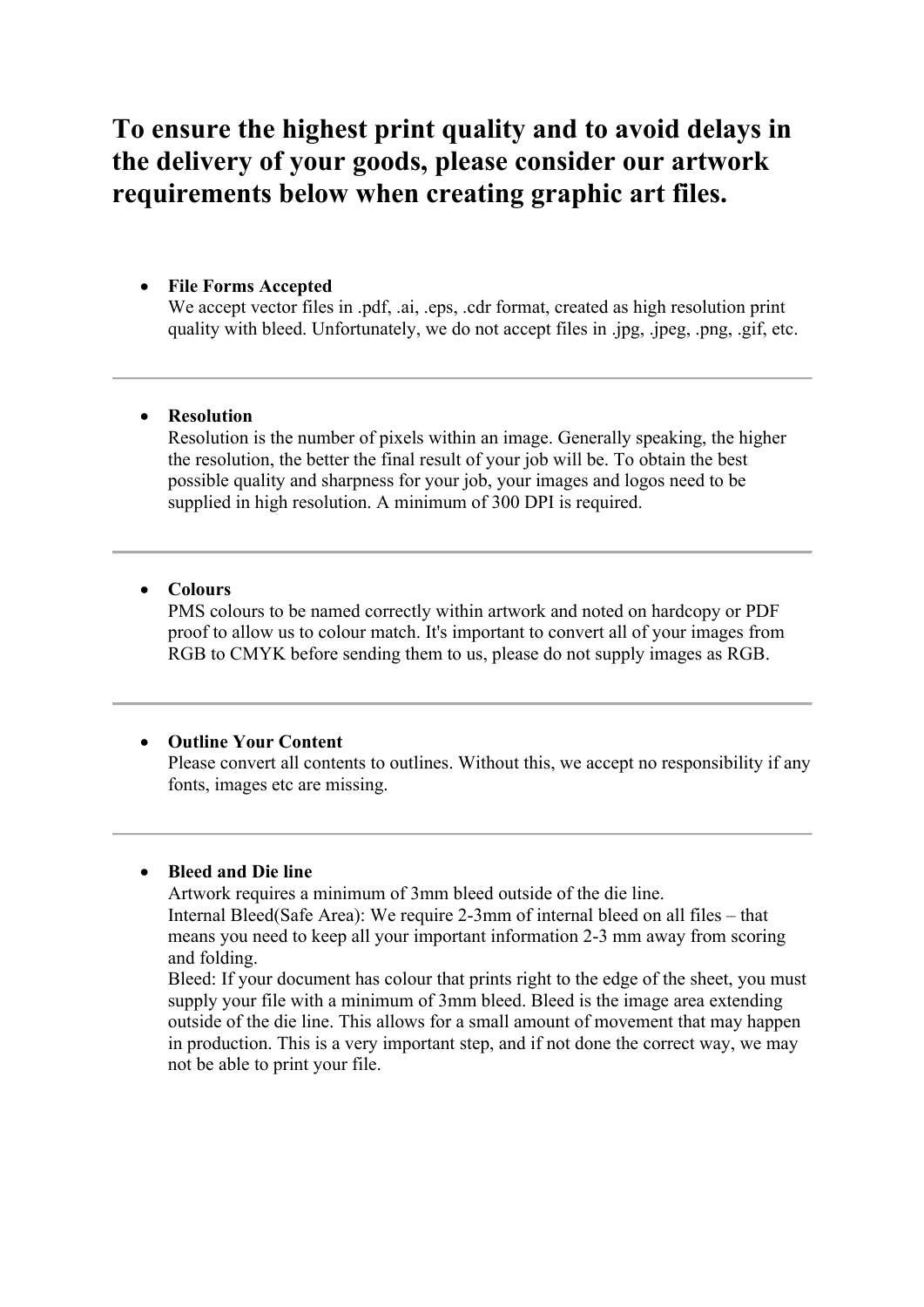# To ensure the highest print quality and to avoid delays in the delivery of your goods, please consider our artwork requirements below when creating graphic art files.

- **File Forms Accepted**
  We accept vector files in .pdf, .ai, .eps, .cdr format, created as high resolution print quality with bleed. Unfortunately, we do not accept files in .jpg, .jpeg, .png, .gif, etc.

---

- **Resolution**
  Resolution is the number of pixels within an image. Generally speaking, the higher the resolution, the better the final result of your job will be. To obtain the best possible quality and sharpness for your job, your images and logos need to be supplied in high resolution. A minimum of 300 DPI is required.

---

- **Colours**
  PMS colours to be named correctly within artwork and noted on hardcopy or PDF proof to allow us to colour match. It's important to convert all of your images from RGB to CMYK before sending them to us, please do not supply images as RGB.

---

- **Outline Your Content**
  Please convert all contents to outlines. Without this, we accept no responsibility if any fonts, images etc are missing.

---

- **Bleed and Die line**
  Artwork requires a minimum of 3mm bleed outside of the die line.
  Internal Bleed(Safe Area): We require 2-3mm of internal bleed on all files – that means you need to keep all your important information 2-3 mm away from scoring and folding.
  Bleed: If your document has colour that prints right to the edge of the sheet, you must supply your file with a minimum of 3mm bleed. Bleed is the image area extending outside of the die line. This allows for a small amount of movement that may happen in production. This is a very important step, and if not done the correct way, we may not be able to print your file.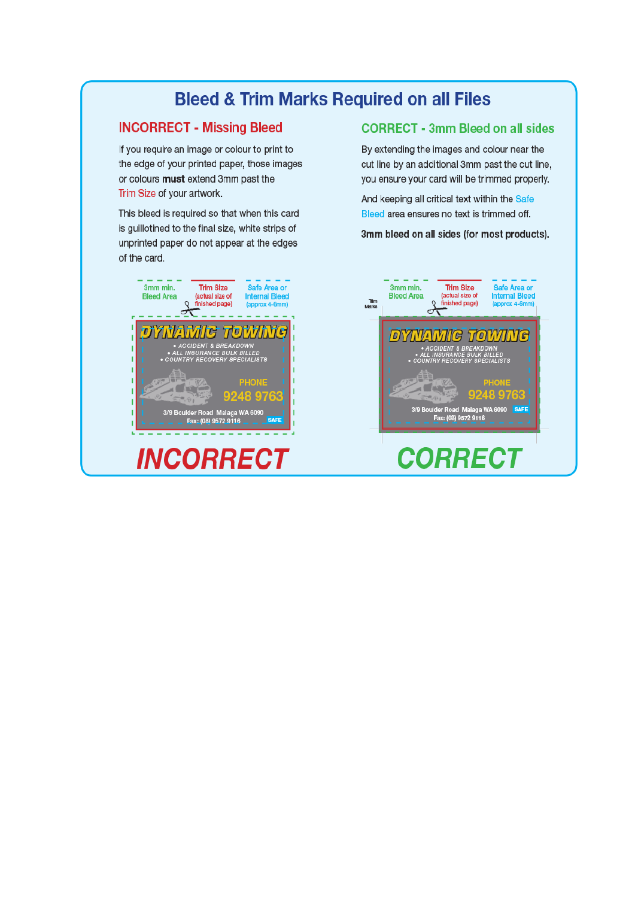# Bleed & Trim Marks Required on all Files

## INCORRECT - Missing Bleed

If you require an image or colour to print to the edge of your printed paper, those images or colours **must** extend 3mm past the Trim Size of your artwork.

This bleed is required so that when this card is guillotined to the final size, white strips of unprinted paper do not appear at the edges of the card.

3mm min. Bleed Area

Trim Size (actual size of finished page)

Safe Area or Internal Bleed (approx 4-6mm)

DYNAMIC TOWING

• ACCIDENT & BREAKDOWN
• ALL INSURANCE BULK BILLED
• COUNTRY RECOVERY SPECIALISTS

PHONE
9248 9763

3/9 Boulder Road Malaga WA 6090
Fax: (08) 9572 9116

SAFE

**INCORRECT**

## CORRECT - 3mm Bleed on all sides

By extending the images and colour near the cut line by an additional 3mm past the cut line, you ensure your card will be trimmed properly.

And keeping all critical text within the Safe Bleed area ensures no text is trimmed off.

**3mm bleed on all sides (for most products).**

Trim Marks

3mm min. Bleed Area

Trim Size (actual size of finished page)

Safe Area or Internal Bleed (approx 4-6mm)

DYNAMIC TOWING

• ACCIDENT & BREAKDOWN
• ALL INSURANCE BULK BILLED
• COUNTRY RECOVERY SPECIALISTS

PHONE
9248 9763

3/9 Boulder Road Malaga WA 6090
Fax: (08) 9572 9116

SAFE

**CORRECT**